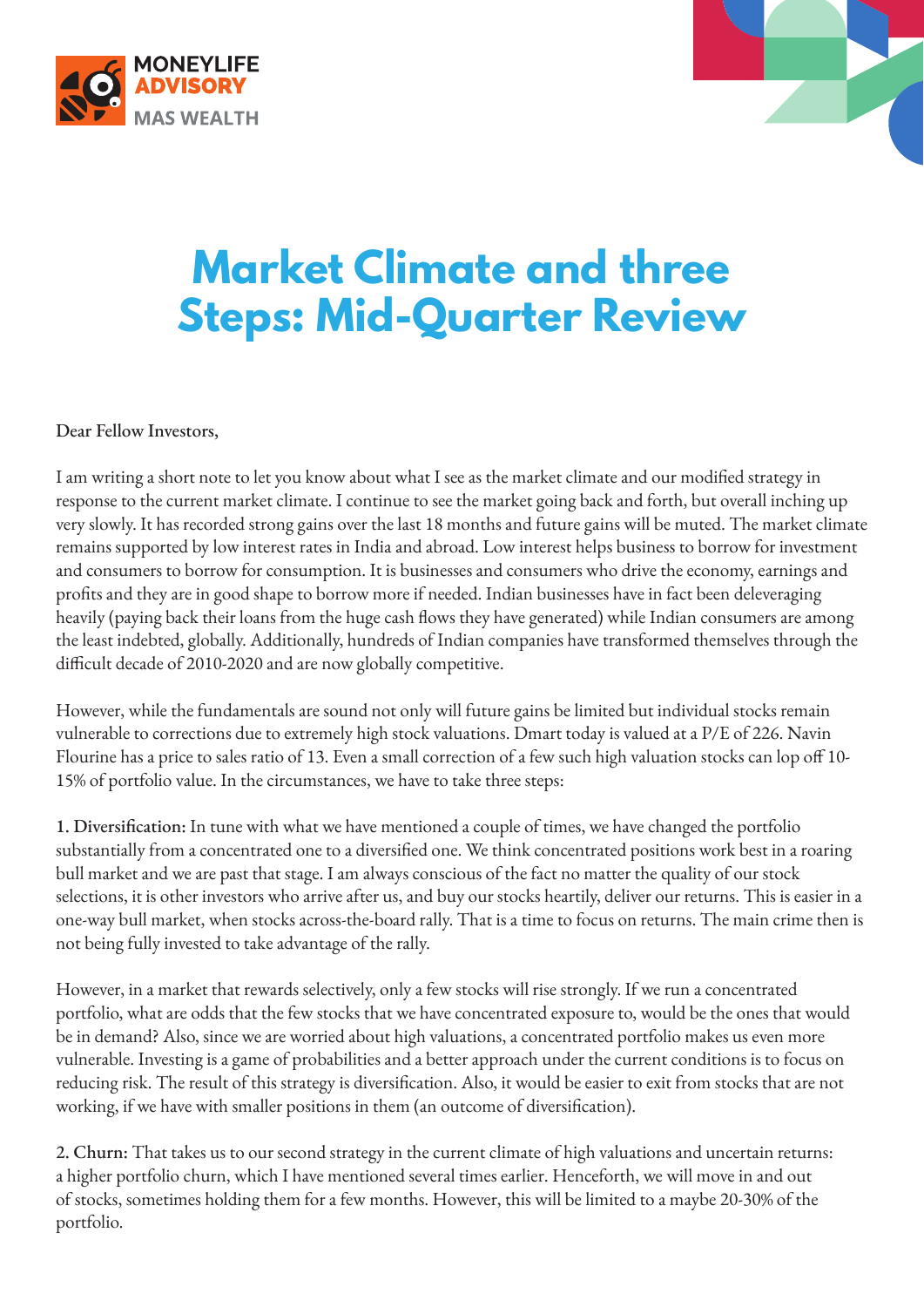# Market Climate and three Steps: Mid-Quarter Review

Dear Fellow Investors,

I am writing a short note to let you know about what I see as the market climate and our modified strategy in response to the current market climate. I continue to see the market going back and forth, but overall inching up very slowly. It has recorded strong gains over the last 18 months and future gains will be muted. The market climate remains supported by low interest rates in India and abroad. Low interest helps business to borrow for investment and consumers to borrow for consumption. It is businesses and consumers who drive the economy, earnings and profits and they are in good shape to borrow more if needed. Indian businesses have in fact been deleveraging heavily (paying back their loans from the huge cash flows they have generated) while Indian consumers are among the least indebted, globally. Additionally, hundreds of Indian companies have transformed themselves through the difficult decade of 2010-2020 and are now globally competitive.

However, while the fundamentals are sound not only will future gains be limited but individual stocks remain vulnerable to corrections due to extremely high stock valuations. Dmart today is valued at a P/E of 226. Navin Flourine has a price to sales ratio of 13. Even a small correction of a few such high valuation stocks can lop off 10-15% of portfolio value. In the circumstances, we have to take three steps:

**1. Diversification:** In tune with what we have mentioned a couple of times, we have changed the portfolio substantially from a concentrated one to a diversified one. We think concentrated positions work best in a roaring bull market and we are past that stage. I am always conscious of the fact no matter the quality of our stock selections, it is other investors who arrive after us, and buy our stocks heartily, deliver our returns. This is easier in a one-way bull market, when stocks across-the-board rally. That is a time to focus on returns. The main crime then is not being fully invested to take advantage of the rally.

However, in a market that rewards selectively, only a few stocks will rise strongly. If we run a concentrated portfolio, what are odds that the few stocks that we have concentrated exposure to, would be the ones that would be in demand? Also, since we are worried about high valuations, a concentrated portfolio makes us even more vulnerable. Investing is a game of probabilities and a better approach under the current conditions is to focus on reducing risk. The result of this strategy is diversification. Also, it would be easier to exit from stocks that are not working, if we have with smaller positions in them (an outcome of diversification).

**2. Churn:** That takes us to our second strategy in the current climate of high valuations and uncertain returns: a higher portfolio churn, which I have mentioned several times earlier. Henceforth, we will move in and out of stocks, sometimes holding them for a few months. However, this will be limited to a maybe 20-30% of the portfolio.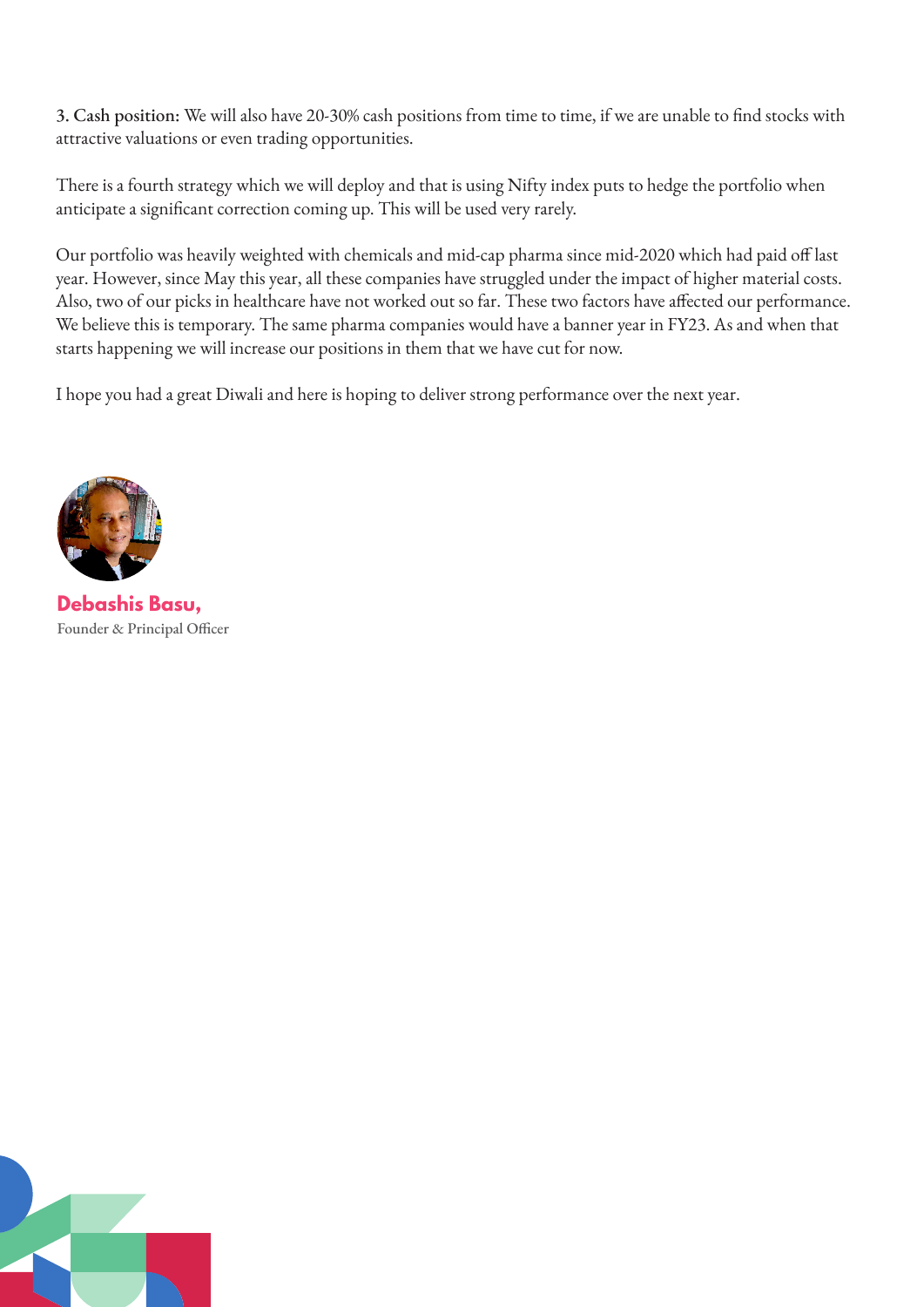**3. Cash position:** We will also have 20-30% cash positions from time to time, if we are unable to find stocks with attractive valuations or even trading opportunities.

There is a fourth strategy which we will deploy and that is using Nifty index puts to hedge the portfolio when anticipate a significant correction coming up. This will be used very rarely.

Our portfolio was heavily weighted with chemicals and mid-cap pharma since mid-2020 which had paid off last year. However, since May this year, all these companies have struggled under the impact of higher material costs. Also, two of our picks in healthcare have not worked out so far. These two factors have affected our performance. We believe this is temporary. The same pharma companies would have a banner year in FY23. As and when that starts happening we will increase our positions in them that we have cut for now.

I hope you had a great Diwali and here is hoping to deliver strong performance over the next year.

**Debashis Basu,**
Founder & Principal Officer